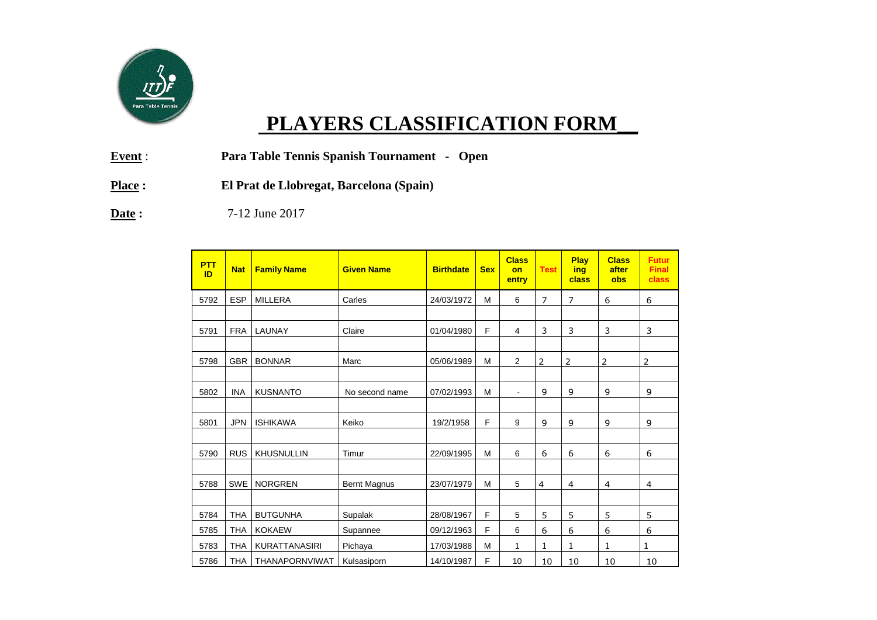# PLAYERS CLASSIFICATION FORM

**Event** : **Para Table Tennis Spanish Tournament - Open**

**Place :** **El Prat de Llobregat, Barcelona (Spain)**

**Date :** 7-12 June 2017

| PTT ID | Nat | Family Name | Given Name | Birthdate | Sex | Class on entry | Test | Playing class | Class after obs | Futur Final class |
|---|---|---|---|---|---|---|---|---|---|---|
| 5792 | ESP | MILLERA | Carles | 24/03/1972 | M | 6 | 7 | 7 | 6 | 6 |
| | | | | | | | | | | |
| 5791 | FRA | LAUNAY | Claire | 01/04/1980 | F | 4 | 3 | 3 | 3 | 3 |
| | | | | | | | | | | |
| 5798 | GBR | BONNAR | Marc | 05/06/1989 | M | 2 | 2 | 2 | 2 | 2 |
| | | | | | | | | | | |
| 5802 | INA | KUSNANTO | No second name | 07/02/1993 | M | - | 9 | 9 | 9 | 9 |
| | | | | | | | | | | |
| 5801 | JPN | ISHIKAWA | Keiko | 19/2/1958 | F | 9 | 9 | 9 | 9 | 9 |
| | | | | | | | | | | |
| 5790 | RUS | KHUSNULLIN | Timur | 22/09/1995 | M | 6 | 6 | 6 | 6 | 6 |
| | | | | | | | | | | |
| 5788 | SWE | NORGREN | Bernt Magnus | 23/07/1979 | M | 5 | 4 | 4 | 4 | 4 |
| | | | | | | | | | | |
| 5784 | THA | BUTGUNHA | Supalak | 28/08/1967 | F | 5 | 5 | 5 | 5 | 5 |
| 5785 | THA | KOKAEW | Supannee | 09/12/1963 | F | 6 | 6 | 6 | 6 | 6 |
| 5783 | THA | KURATTANASIRI | Pichaya | 17/03/1988 | M | 1 | 1 | 1 | 1 | 1 |
| 5786 | THA | THANAPORNVIWAT | Kulsasiporn | 14/10/1987 | F | 10 | 10 | 10 | 10 | 10 |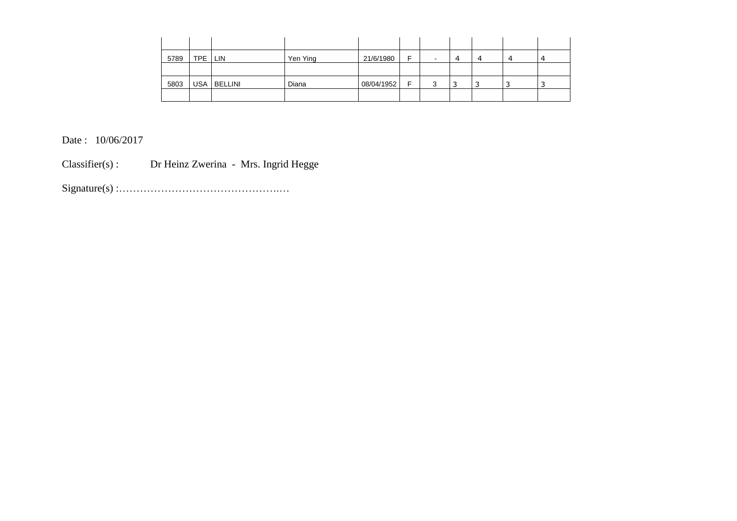| | | | | | | | | | | |
|---|---|---|---|---|---|---|---|---|---|---|
| | | | | | | | | | | |
| 5789 | TPE | LIN | Yen Ying | 21/6/1980 | F | - | 4 | 4 | 4 | 4 |
| | | | | | | | | | | |
| 5803 | USA | BELLINI | Diana | 08/04/1952 | F | 3 | 3 | 3 | 3 | 3 |
| | | | | | | | | | | |

Date : 10/06/2017

Classifier(s) : Dr Heinz Zwerina - Mrs. Ingrid Hegge

Signature(s) :………………………………………..…